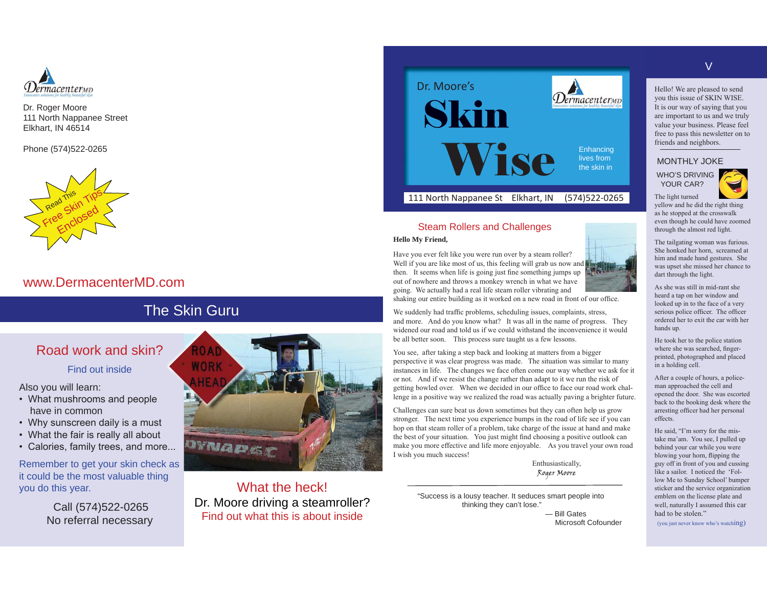DermacenterMD

Dr. Roger Moore
111 North Nappanee Street
Elkhart, IN 46514

Phone (574)522-0265

Read This
Free Skin Tips
Enclosed

www.DermacenterMD.com

## The Skin Guru

## Road work and skin?

Find out inside

Also you will learn:

- What mushrooms and people have in common
- Why sunscreen daily is a must
- What the fair is really all about
- Calories, family trees, and more...

Remember to get your skin check as it could be the most valuable thing you do this year.

Call (574)522-0265
No referral necessary

ROAD WORK AHEAD

## What the heck!

Dr. Moore driving a steamroller?
Find out what this is about inside

# Dr. Moore's Skin Wise

Enhancing lives from the skin in

111 North Nappanee St   Elkhart, IN   (574)522-0265

## Steam Rollers and Challenges

**Hello My Friend,**

Have you ever felt like you were run over by a steam roller? Well if you are like most of us, this feeling will grab us now and then. It seems when life is going just fine something jumps up out of nowhere and throws a monkey wrench in what we have going. We actually had a real life steam roller vibrating and shaking our entire building as it worked on a new road in front of our office.

We suddenly had traffic problems, scheduling issues, complaints, stress, and more. And do you know what? It was all in the name of progress. They widened our road and told us if we could withstand the inconvenience it would be all better soon. This process sure taught us a few lessons.

You see, after taking a step back and looking at matters from a bigger perspective it was clear progress was made. The situation was similar to many instances in life. The changes we face often come our way whether we ask for it or not. And if we resist the change rather than adapt to it we run the risk of getting bowled over. When we decided in our office to face our road work challenge in a positive way we realized the road was actually paving a brighter future.

Challenges can sure beat us down sometimes but they can often help us grow stronger. The next time you experience bumps in the road of life see if you can hop on that steam roller of a problem, take charge of the issue at hand and make the best of your situation. You just might find choosing a positive outlook can make you more effective and life more enjoyable. As you travel your own road I wish you much success!

Enthusiastically,
*Roger Moore*

"Success is a lousy teacher. It seduces smart people into thinking they can't lose."

— Bill Gates
Microsoft Cofounder

V

Hello! We are pleased to send you this issue of SKIN WISE. It is our way of saying that you are important to us and we truly value your business. Please feel free to pass this newsletter on to friends and neighbors.

### MONTHLY JOKE

WHO'S DRIVING YOUR CAR?

The light turned yellow and he did the right thing as he stopped at the crosswalk even though he could have zoomed through the almost red light.

The tailgating woman was furious. She honked her horn, screamed at him and made hand gestures. She was upset she missed her chance to dart through the light.

As she was still in mid-rant she heard a tap on her window and looked up in to the face of a very serious police officer. The officer ordered her to exit the car with her hands up.

He took her to the police station where she was searched, fingerprinted, photographed and placed in a holding cell.

After a couple of hours, a policeman approached the cell and opened the door. She was escorted back to the booking desk where the arresting officer had her personal effects.

He said, "I'm sorry for the mistake ma'am. You see, I pulled up behind your car while you were blowing your horn, flipping the guy off in front of you and cussing like a sailor. I noticed the 'Follow Me to Sunday School' bumper sticker and the service organization emblem on the license plate and well, naturally I assumed this car had to be stolen."

(you just never know who's watching)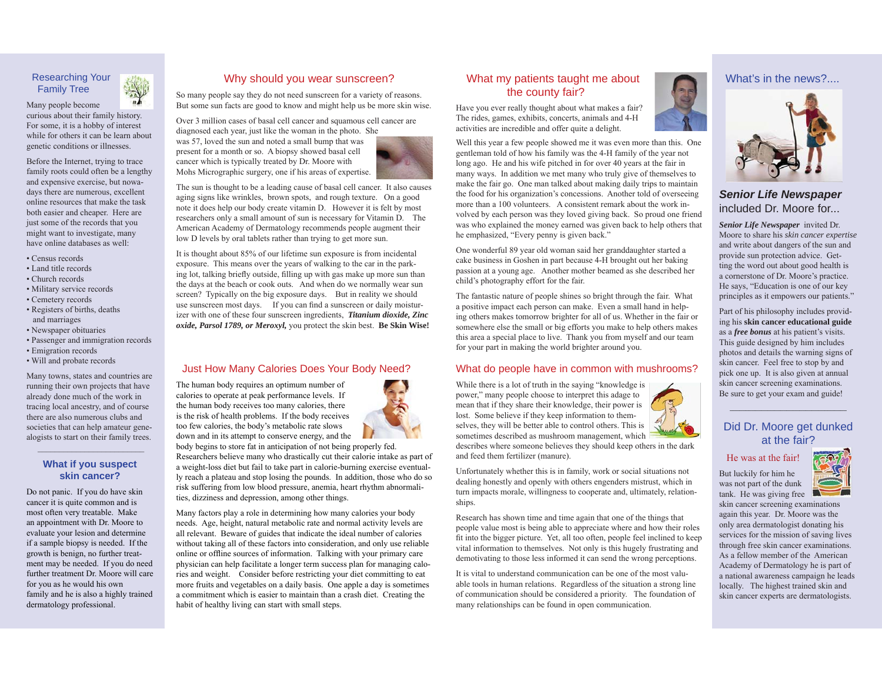## Researching Your Family Tree

Many people become curious about their family history. For some, it is a hobby of interest while for others it can be learn about genetic conditions or illnesses.

Before the Internet, trying to trace family roots could often be a lengthy and expensive exercise, but nowadays there are numerous, excellent online resources that make the task both easier and cheaper. Here are just some of the records that you might want to investigate, many have online databases as well:

- Census records
- Land title records
- Church records
- Military service records
- Cemetery records
- Registers of births, deaths and marriages
- Newspaper obituaries
- Passenger and immigration records
- Emigration records
- Will and probate records

Many towns, states and countries are running their own projects that have already done much of the work in tracing local ancestry, and of course there are also numerous clubs and societies that can help amateur genealogists to start on their family trees.

## What if you suspect skin cancer?

Do not panic. If you do have skin cancer it is quite common and is most often very treatable. Make an appointment with Dr. Moore to evaluate your lesion and determine if a sample biopsy is needed. If the growth is benign, no further treatment may be needed. If you do need further treatment Dr. Moore will care for you as he would his own family and he is also a highly trained dermatology professional.

## Why should you wear sunscreen?

So many people say they do not need sunscreen for a variety of reasons. But some sun facts are good to know and might help us be more skin wise.

Over 3 million cases of basal cell cancer and squamous cell cancer are diagnosed each year, just like the woman in the photo. She was 57, loved the sun and noted a small bump that was present for a month or so. A biopsy showed basal cell cancer which is typically treated by Dr. Moore with Mohs Micrographic surgery, one if his areas of expertise.

The sun is thought to be a leading cause of basal cell cancer. It also causes aging signs like wrinkles, brown spots, and rough texture. On a good note it does help our body create vitamin D. However it is felt by most researchers only a small amount of sun is necessary for Vitamin D. The American Academy of Dermatology recommends people augment their low D levels by oral tablets rather than trying to get more sun.

It is thought about 85% of our lifetime sun exposure is from incidental exposure. This means over the years of walking to the car in the parking lot, talking briefly outside, filling up with gas make up more sun than the days at the beach or cook outs. And when do we normally wear sun screen? Typically on the big exposure days. But in reality we should use sunscreen most days. If you can find a sunscreen or daily moisturizer with one of these four sunscreen ingredients, ***Titanium dioxide, Zinc oxide, Parsol 1789, or Meroxyl,*** you protect the skin best. **Be Skin Wise!**

## Just How Many Calories Does Your Body Need?

The human body requires an optimum number of calories to operate at peak performance levels. If the human body receives too many calories, there is the risk of health problems. If the body receives too few calories, the body's metabolic rate slows down and in its attempt to conserve energy, and the body begins to store fat in anticipation of not being properly fed. Researchers believe many who drastically cut their calorie intake as part of a weight-loss diet but fail to take part in calorie-burning exercise eventually reach a plateau and stop losing the pounds. In addition, those who do so risk suffering from low blood pressure, anemia, heart rhythm abnormalities, dizziness and depression, among other things.

Many factors play a role in determining how many calories your body needs. Age, height, natural metabolic rate and normal activity levels are all relevant. Beware of guides that indicate the ideal number of calories without taking all of these factors into consideration, and only use reliable online or offline sources of information. Talking with your primary care physician can help facilitate a longer term success plan for managing calories and weight. Consider before restricting your diet committing to eat more fruits and vegetables on a daily basis. One apple a day is sometimes a commitment which is easier to maintain than a crash diet. Creating the habit of healthy living can start with small steps.

## What my patients taught me about the county fair?

Have you ever really thought about what makes a fair? The rides, games, exhibits, concerts, animals and 4-H activities are incredible and offer quite a delight.

Well this year a few people showed me it was even more than this. One gentleman told of how his family was the 4-H family of the year not long ago. He and his wife pitched in for over 40 years at the fair in many ways. In addition we met many who truly give of themselves to make the fair go. One man talked about making daily trips to maintain the food for his organization's concessions. Another told of overseeing more than a 100 volunteers. A consistent remark about the work involved by each person was they loved giving back. So proud one friend was who explained the money earned was given back to help others that he emphasized, "Every penny is given back."

One wonderful 89 year old woman said her granddaughter started a cake business in Goshen in part because 4-H brought out her baking passion at a young age. Another mother beamed as she described her child's photography effort for the fair.

The fantastic nature of people shines so bright through the fair. What a positive impact each person can make. Even a small hand in helping others makes tomorrow brighter for all of us. Whether in the fair or somewhere else the small or big efforts you make to help others makes this area a special place to live. Thank you from myself and our team for your part in making the world brighter around you.

## What do people have in common with mushrooms?

While there is a lot of truth in the saying "knowledge is power," many people choose to interpret this adage to mean that if they share their knowledge, their power is lost. Some believe if they keep information to themselves, they will be better able to control others. This is sometimes described as mushroom management, which describes where someone believes they should keep others in the dark and feed them fertilizer (manure).

Unfortunately whether this is in family, work or social situations not dealing honestly and openly with others engenders mistrust, which in turn impacts morale, willingness to cooperate and, ultimately, relationships.

Research has shown time and time again that one of the things that people value most is being able to appreciate where and how their roles fit into the bigger picture. Yet, all too often, people feel inclined to keep vital information to themselves. Not only is this hugely frustrating and demotivating to those less informed it can send the wrong perceptions.

It is vital to understand communication can be one of the most valuable tools in human relations. Regardless of the situation a strong line of communication should be considered a priority. The foundation of many relationships can be found in open communication.

## What's in the news?....

### *Senior Life Newspaper* included Dr. Moore for...

***Senior Life Newspaper*** invited Dr. Moore to share his *skin cancer expertise* and write about dangers of the sun and provide sun protection advice. Getting the word out about good health is a cornerstone of Dr. Moore's practice. He says, "Education is one of our key principles as it empowers our patients."

Part of his philosophy includes providing his **skin cancer educational guide** as a ***free bonus*** at his patient's visits. This guide designed by him includes photos and details the warning signs of skin cancer. Feel free to stop by and pick one up. It is also given at annual skin cancer screening examinations. Be sure to get your exam and guide!

## Did Dr. Moore get dunked at the fair?

He was at the fair!

But luckily for him he was not part of the dunk tank. He was giving free skin cancer screening examinations again this year. Dr. Moore was the only area dermatologist donating his services for the mission of saving lives through free skin cancer examinations. As a fellow member of the American Academy of Dermatology he is part of a national awareness campaign he leads locally. The highest trained skin and skin cancer experts are dermatologists.